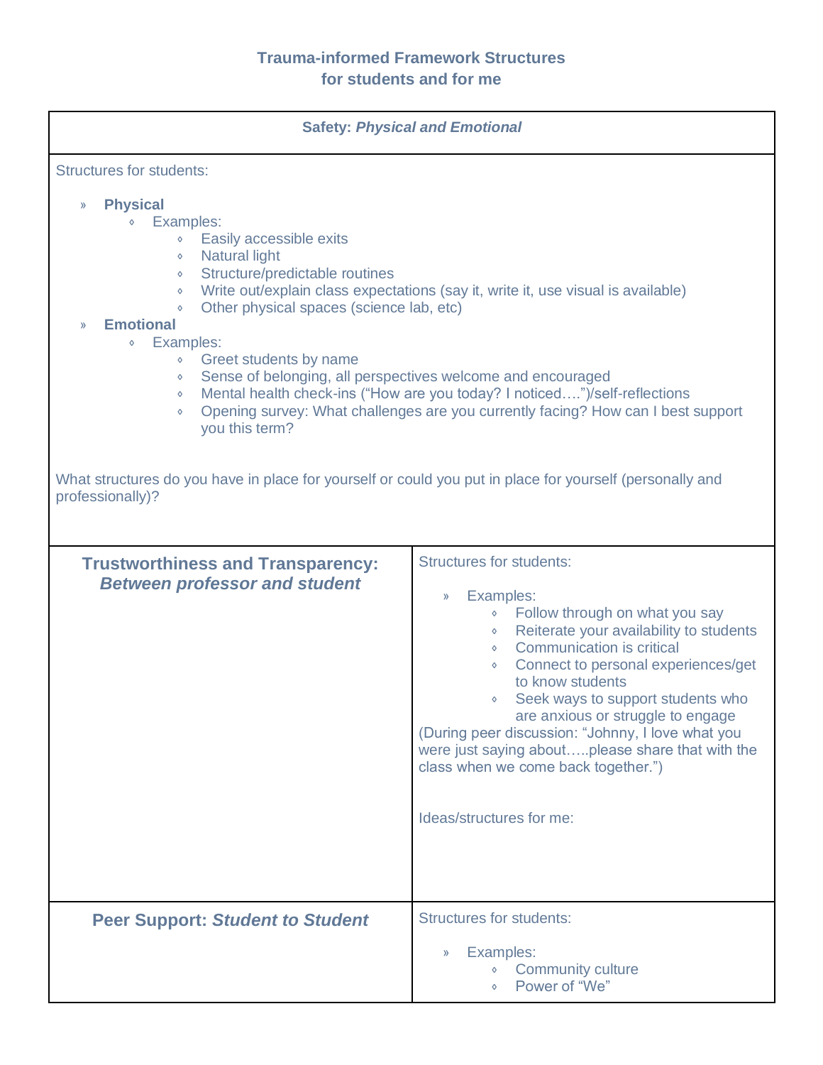# Trauma-informed Framework Structures
## for students and for me

| Safety: *Physical and Emotional* | |
|---|---|
| Structures for students:<br><br>» **Physical**<br>  ◦ Examples:<br>    ◦ Easily accessible exits<br>    ◦ Natural light<br>    ◦ Structure/predictable routines<br>    ◦ Write out/explain class expectations (say it, write it, use visual is available)<br>    ◦ Other physical spaces (science lab, etc)<br>» **Emotional**<br>  ◦ Examples:<br>    ◦ Greet students by name<br>    ◦ Sense of belonging, all perspectives welcome and encouraged<br>    ◦ Mental health check-ins ("How are you today? I noticed….")/self-reflections<br>    ◦ Opening survey: What challenges are you currently facing? How can I best support you this term?<br><br>What structures do you have in place for yourself or could you put in place for yourself (personally and professionally)? | |
| **Trustworthiness and Transparency:** ***Between professor and student*** | Structures for students:<br><br>» Examples:<br>  ◦ Follow through on what you say<br>  ◦ Reiterate your availability to students<br>  ◦ Communication is critical<br>  ◦ Connect to personal experiences/get to know students<br>  ◦ Seek ways to support students who are anxious or struggle to engage<br>(During peer discussion: "Johnny, I love what you were just saying about…..please share that with the class when we come back together.")<br><br>Ideas/structures for me: |
| **Peer Support:** ***Student to Student*** | Structures for students:<br><br>» Examples:<br>  ◦ Community culture<br>  ◦ Power of "We" |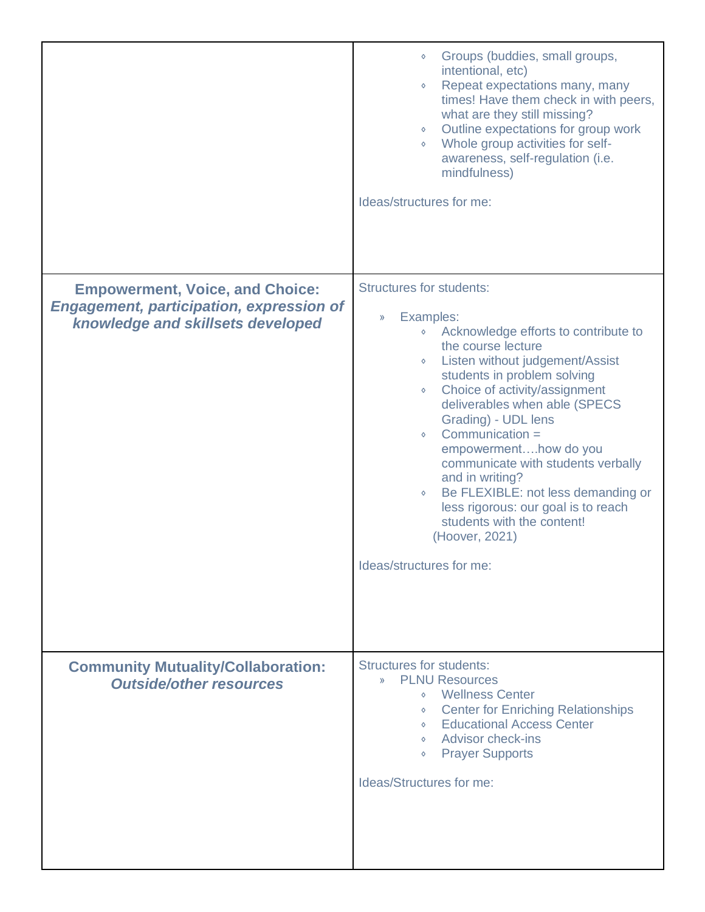| | |
|---|---|
| | ◦ Groups (buddies, small groups, intentional, etc)<br>◦ Repeat expectations many, many times! Have them check in with peers, what are they still missing?<br>◦ Outline expectations for group work<br>◦ Whole group activities for self-awareness, self-regulation (i.e. mindfulness)<br><br>Ideas/structures for me: |
| **Empowerment, Voice, and Choice:** ***Engagement, participation, expression of knowledge and skillsets developed*** | Structures for students:<br><br>» Examples:<br>◦ Acknowledge efforts to contribute to the course lecture<br>◦ Listen without judgement/Assist students in problem solving<br>◦ Choice of activity/assignment deliverables when able (SPECS Grading) - UDL lens<br>◦ Communication = empowerment….how do you communicate with students verbally and in writing?<br>◦ Be FLEXIBLE: not less demanding or less rigorous: our goal is to reach students with the content!<br>(Hoover, 2021)<br><br>Ideas/structures for me: |
| **Community Mutuality/Collaboration:** ***Outside/other resources*** | Structures for students:<br>» PLNU Resources<br>◦ Wellness Center<br>◦ Center for Enriching Relationships<br>◦ Educational Access Center<br>◦ Advisor check-ins<br>◦ Prayer Supports<br><br>Ideas/Structures for me: |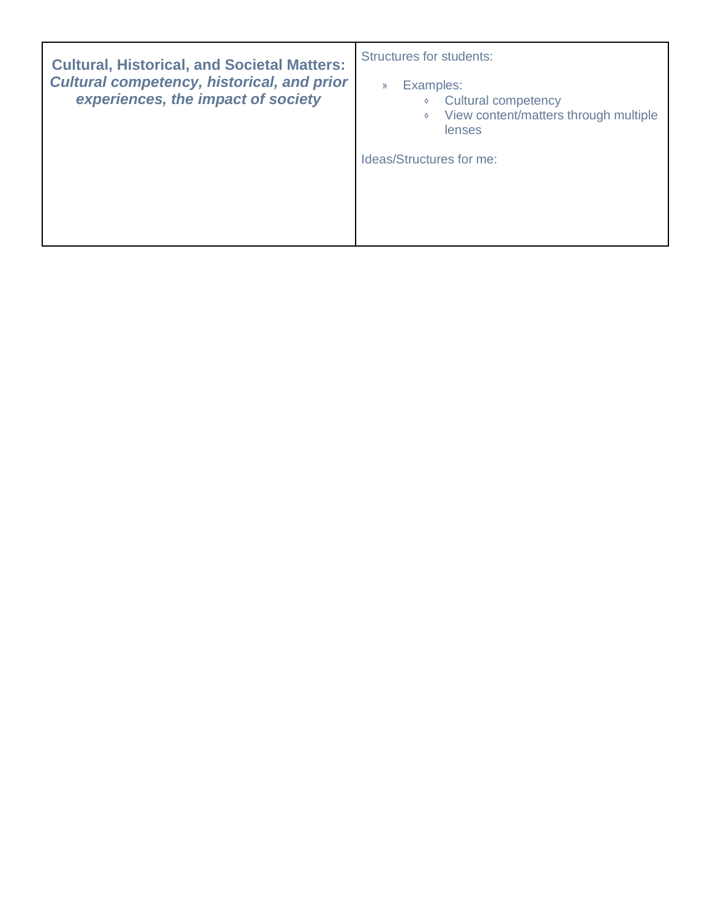| | |
|---|---|
| **Cultural, Historical, and Societal Matters:** ***Cultural competency, historical, and prior experiences, the impact of society*** | Structures for students:<br><br>» Examples:<br>◦ Cultural competency<br>◦ View content/matters through multiple lenses<br><br>Ideas/Structures for me: |